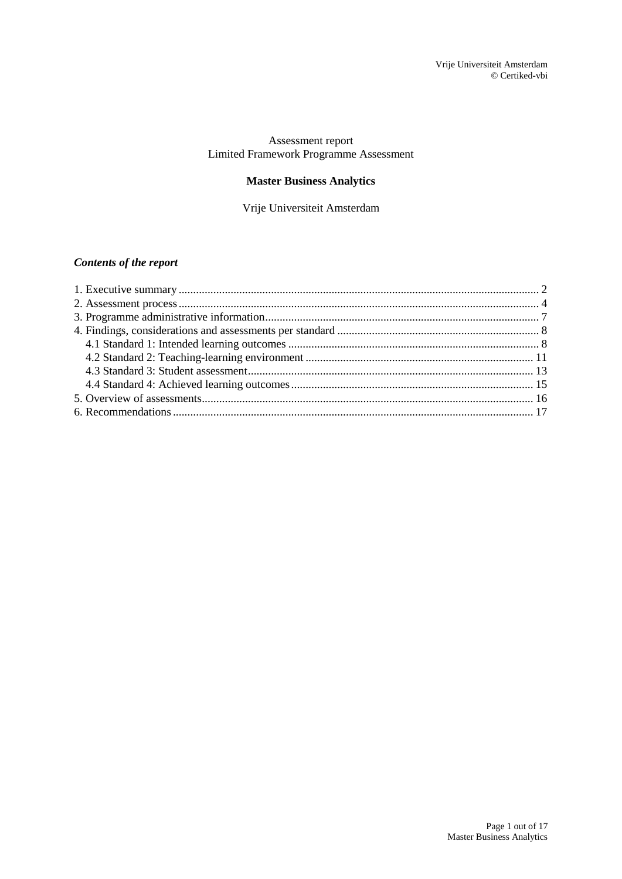Assessment report
Limited Framework Programme Assessment

# Master Business Analytics

Vrije Universiteit Amsterdam

***Contents of the report***

1. Executive summary ... 2
2. Assessment process ... 4
3. Programme administrative information ... 7
4. Findings, considerations and assessments per standard ... 8
   - 4.1 Standard 1: Intended learning outcomes ... 8
   - 4.2 Standard 2: Teaching-learning environment ... 11
   - 4.3 Standard 3: Student assessment ... 13
   - 4.4 Standard 4: Achieved learning outcomes ... 15
5. Overview of assessments ... 16
6. Recommendations ... 17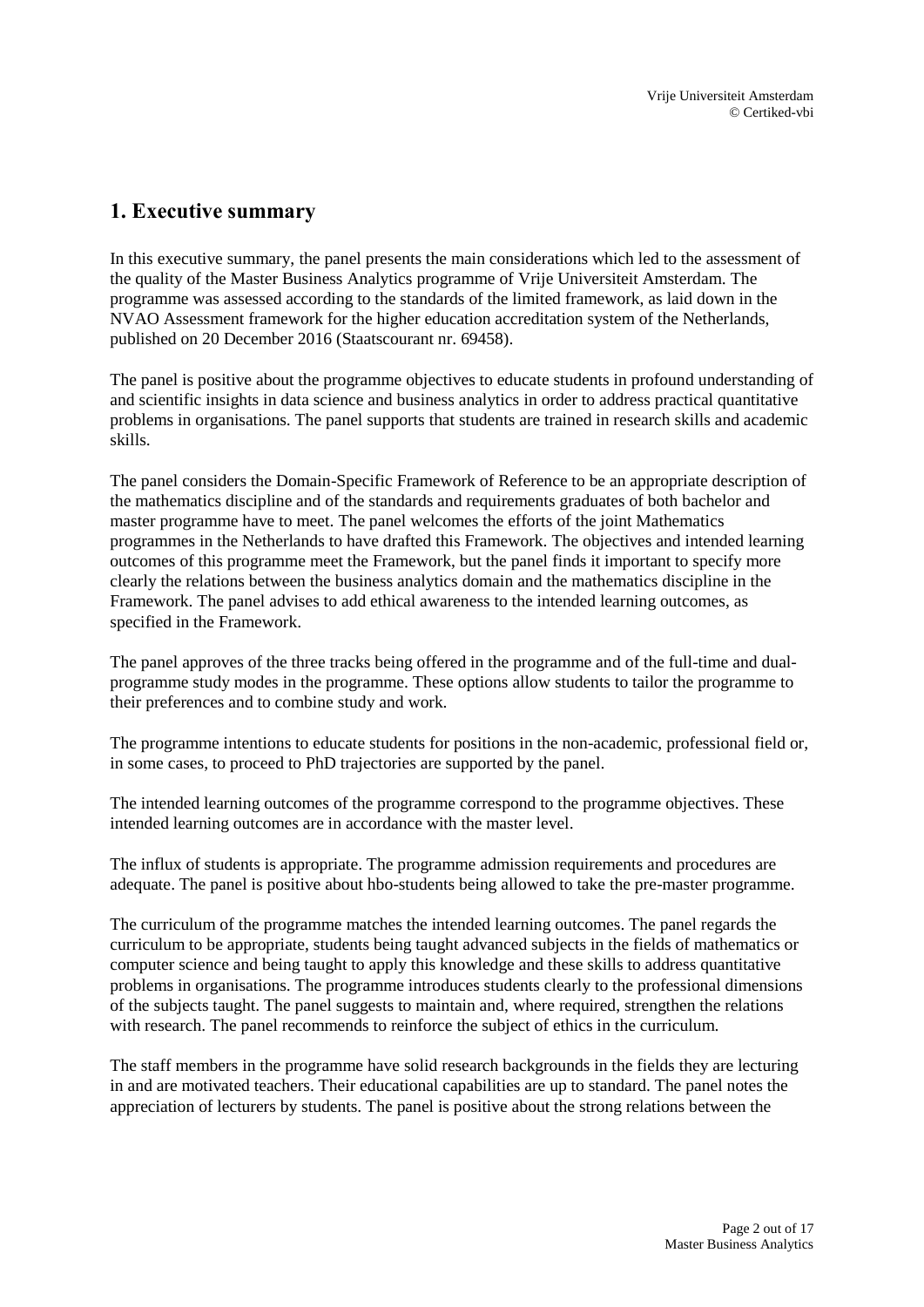## 1. Executive summary

In this executive summary, the panel presents the main considerations which led to the assessment of the quality of the Master Business Analytics programme of Vrije Universiteit Amsterdam. The programme was assessed according to the standards of the limited framework, as laid down in the NVAO Assessment framework for the higher education accreditation system of the Netherlands, published on 20 December 2016 (Staatscourant nr. 69458).

The panel is positive about the programme objectives to educate students in profound understanding of and scientific insights in data science and business analytics in order to address practical quantitative problems in organisations. The panel supports that students are trained in research skills and academic skills.

The panel considers the Domain-Specific Framework of Reference to be an appropriate description of the mathematics discipline and of the standards and requirements graduates of both bachelor and master programme have to meet. The panel welcomes the efforts of the joint Mathematics programmes in the Netherlands to have drafted this Framework. The objectives and intended learning outcomes of this programme meet the Framework, but the panel finds it important to specify more clearly the relations between the business analytics domain and the mathematics discipline in the Framework. The panel advises to add ethical awareness to the intended learning outcomes, as specified in the Framework.

The panel approves of the three tracks being offered in the programme and of the full-time and dual-programme study modes in the programme. These options allow students to tailor the programme to their preferences and to combine study and work.

The programme intentions to educate students for positions in the non-academic, professional field or, in some cases, to proceed to PhD trajectories are supported by the panel.

The intended learning outcomes of the programme correspond to the programme objectives. These intended learning outcomes are in accordance with the master level.

The influx of students is appropriate. The programme admission requirements and procedures are adequate. The panel is positive about hbo-students being allowed to take the pre-master programme.

The curriculum of the programme matches the intended learning outcomes. The panel regards the curriculum to be appropriate, students being taught advanced subjects in the fields of mathematics or computer science and being taught to apply this knowledge and these skills to address quantitative problems in organisations. The programme introduces students clearly to the professional dimensions of the subjects taught. The panel suggests to maintain and, where required, strengthen the relations with research. The panel recommends to reinforce the subject of ethics in the curriculum.

The staff members in the programme have solid research backgrounds in the fields they are lecturing in and are motivated teachers. Their educational capabilities are up to standard. The panel notes the appreciation of lecturers by students. The panel is positive about the strong relations between the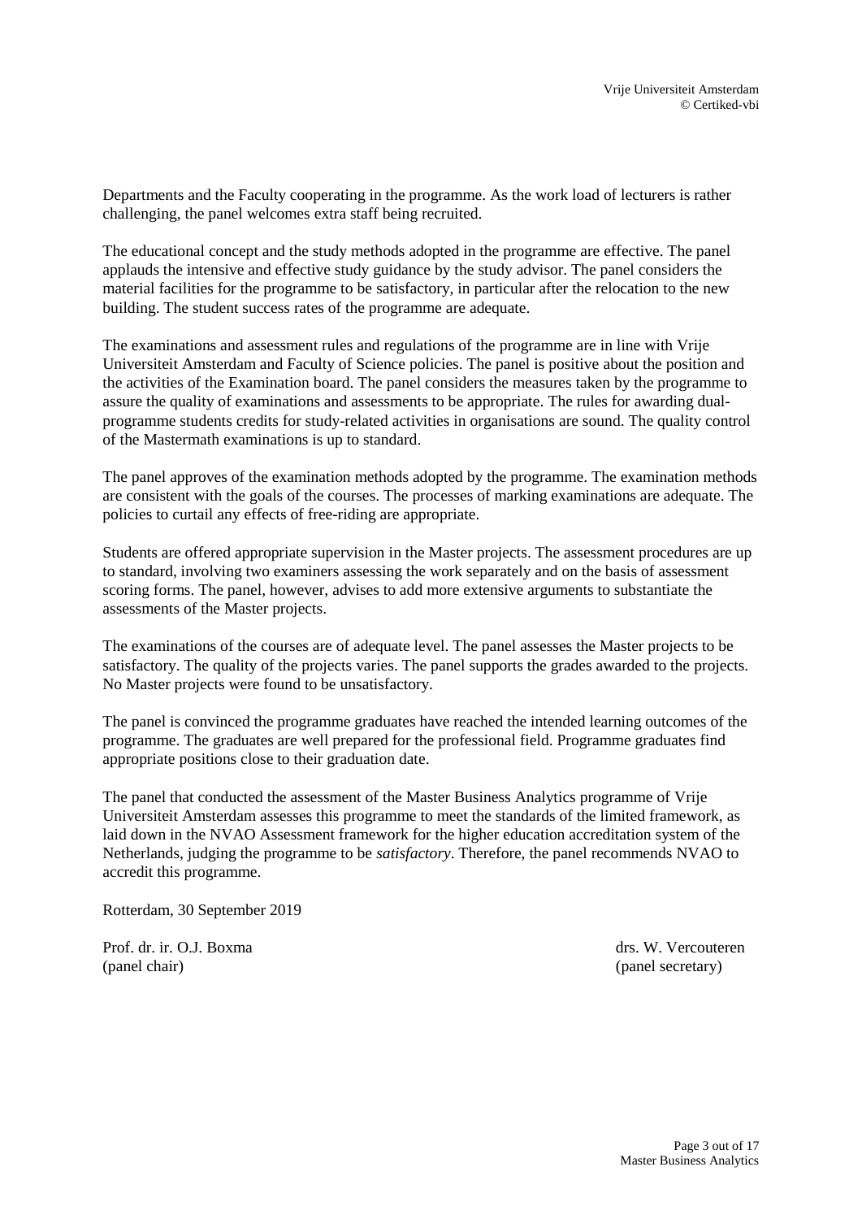Departments and the Faculty cooperating in the programme. As the work load of lecturers is rather challenging, the panel welcomes extra staff being recruited.

The educational concept and the study methods adopted in the programme are effective. The panel applauds the intensive and effective study guidance by the study advisor. The panel considers the material facilities for the programme to be satisfactory, in particular after the relocation to the new building. The student success rates of the programme are adequate.

The examinations and assessment rules and regulations of the programme are in line with Vrije Universiteit Amsterdam and Faculty of Science policies. The panel is positive about the position and the activities of the Examination board. The panel considers the measures taken by the programme to assure the quality of examinations and assessments to be appropriate. The rules for awarding dual-programme students credits for study-related activities in organisations are sound. The quality control of the Mastermath examinations is up to standard.

The panel approves of the examination methods adopted by the programme. The examination methods are consistent with the goals of the courses. The processes of marking examinations are adequate. The policies to curtail any effects of free-riding are appropriate.

Students are offered appropriate supervision in the Master projects. The assessment procedures are up to standard, involving two examiners assessing the work separately and on the basis of assessment scoring forms. The panel, however, advises to add more extensive arguments to substantiate the assessments of the Master projects.

The examinations of the courses are of adequate level. The panel assesses the Master projects to be satisfactory. The quality of the projects varies. The panel supports the grades awarded to the projects. No Master projects were found to be unsatisfactory.

The panel is convinced the programme graduates have reached the intended learning outcomes of the programme. The graduates are well prepared for the professional field. Programme graduates find appropriate positions close to their graduation date.

The panel that conducted the assessment of the Master Business Analytics programme of Vrije Universiteit Amsterdam assesses this programme to meet the standards of the limited framework, as laid down in the NVAO Assessment framework for the higher education accreditation system of the Netherlands, judging the programme to be *satisfactory*. Therefore, the panel recommends NVAO to accredit this programme.

Rotterdam, 30 September 2019

Prof. dr. ir. O.J. Boxma
(panel chair)

drs. W. Vercouteren
(panel secretary)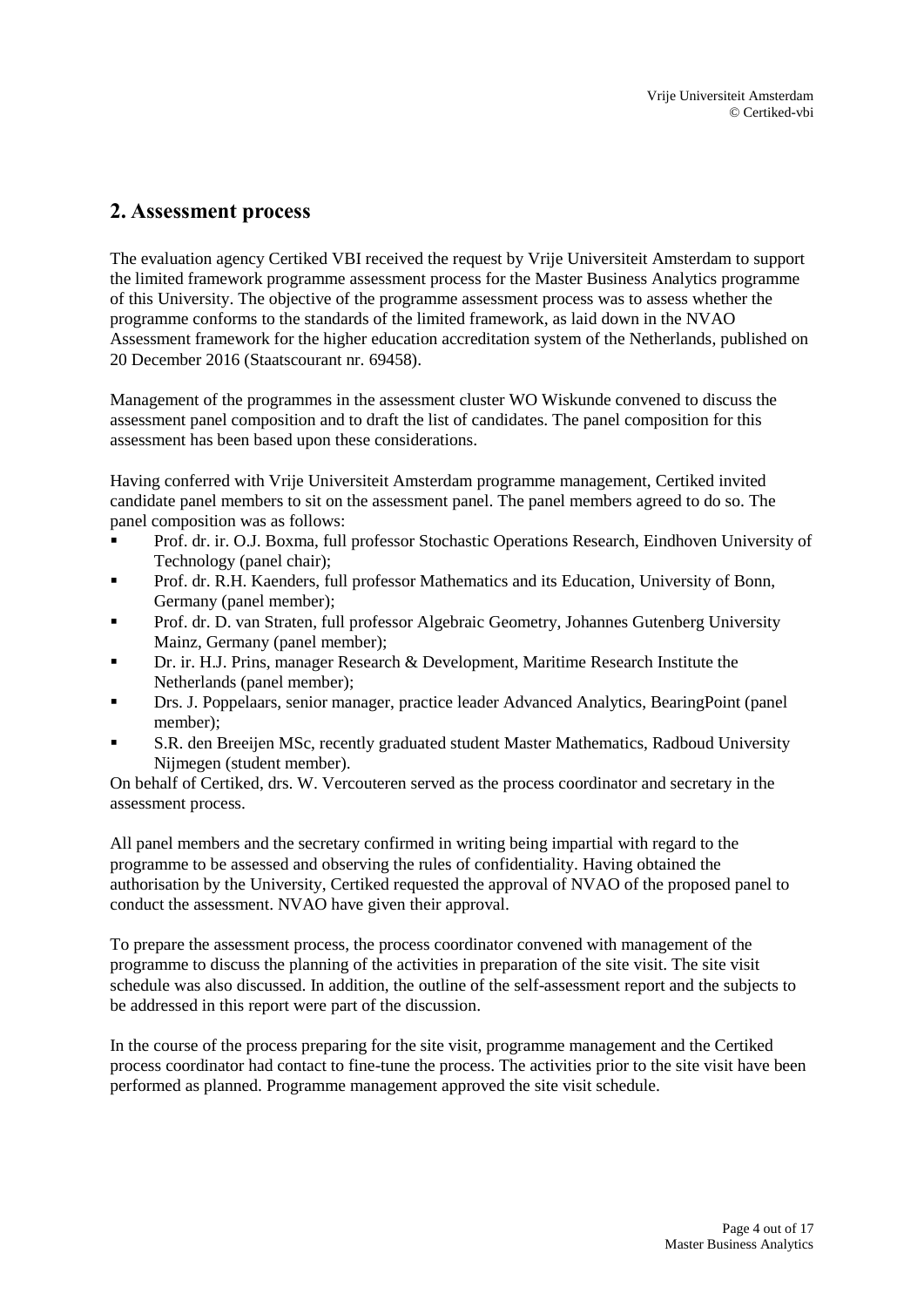## 2. Assessment process

The evaluation agency Certiked VBI received the request by Vrije Universiteit Amsterdam to support the limited framework programme assessment process for the Master Business Analytics programme of this University. The objective of the programme assessment process was to assess whether the programme conforms to the standards of the limited framework, as laid down in the NVAO Assessment framework for the higher education accreditation system of the Netherlands, published on 20 December 2016 (Staatscourant nr. 69458).

Management of the programmes in the assessment cluster WO Wiskunde convened to discuss the assessment panel composition and to draft the list of candidates. The panel composition for this assessment has been based upon these considerations.

Having conferred with Vrije Universiteit Amsterdam programme management, Certiked invited candidate panel members to sit on the assessment panel. The panel members agreed to do so. The panel composition was as follows:

- Prof. dr. ir. O.J. Boxma, full professor Stochastic Operations Research, Eindhoven University of Technology (panel chair);
- Prof. dr. R.H. Kaenders, full professor Mathematics and its Education, University of Bonn, Germany (panel member);
- Prof. dr. D. van Straten, full professor Algebraic Geometry, Johannes Gutenberg University Mainz, Germany (panel member);
- Dr. ir. H.J. Prins, manager Research & Development, Maritime Research Institute the Netherlands (panel member);
- Drs. J. Poppelaars, senior manager, practice leader Advanced Analytics, BearingPoint (panel member);
- S.R. den Breeijen MSc, recently graduated student Master Mathematics, Radboud University Nijmegen (student member).

On behalf of Certiked, drs. W. Vercouteren served as the process coordinator and secretary in the assessment process.

All panel members and the secretary confirmed in writing being impartial with regard to the programme to be assessed and observing the rules of confidentiality. Having obtained the authorisation by the University, Certiked requested the approval of NVAO of the proposed panel to conduct the assessment. NVAO have given their approval.

To prepare the assessment process, the process coordinator convened with management of the programme to discuss the planning of the activities in preparation of the site visit. The site visit schedule was also discussed. In addition, the outline of the self-assessment report and the subjects to be addressed in this report were part of the discussion.

In the course of the process preparing for the site visit, programme management and the Certiked process coordinator had contact to fine-tune the process. The activities prior to the site visit have been performed as planned. Programme management approved the site visit schedule.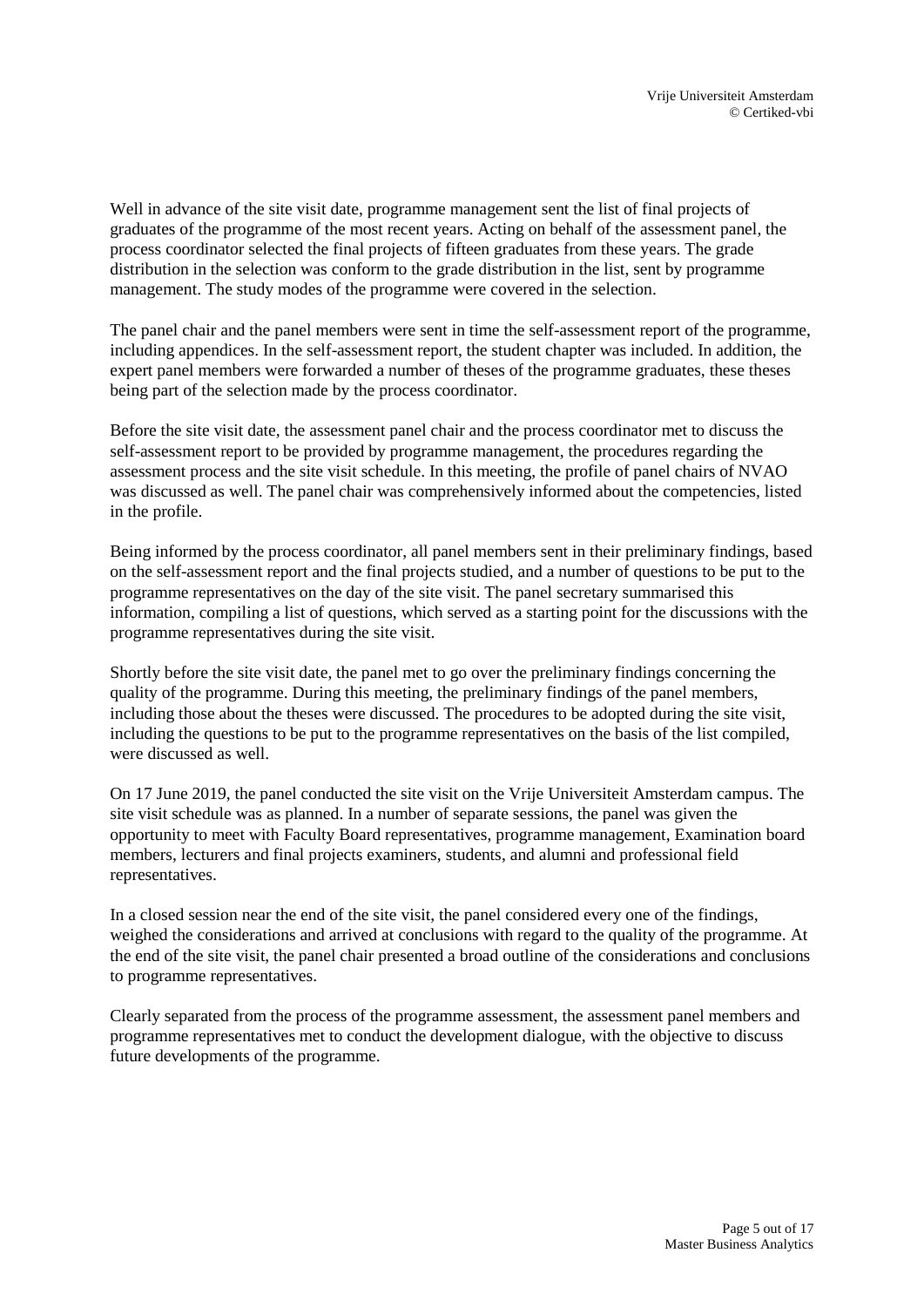Well in advance of the site visit date, programme management sent the list of final projects of graduates of the programme of the most recent years. Acting on behalf of the assessment panel, the process coordinator selected the final projects of fifteen graduates from these years. The grade distribution in the selection was conform to the grade distribution in the list, sent by programme management. The study modes of the programme were covered in the selection.

The panel chair and the panel members were sent in time the self-assessment report of the programme, including appendices. In the self-assessment report, the student chapter was included. In addition, the expert panel members were forwarded a number of theses of the programme graduates, these theses being part of the selection made by the process coordinator.

Before the site visit date, the assessment panel chair and the process coordinator met to discuss the self-assessment report to be provided by programme management, the procedures regarding the assessment process and the site visit schedule. In this meeting, the profile of panel chairs of NVAO was discussed as well. The panel chair was comprehensively informed about the competencies, listed in the profile.

Being informed by the process coordinator, all panel members sent in their preliminary findings, based on the self-assessment report and the final projects studied, and a number of questions to be put to the programme representatives on the day of the site visit. The panel secretary summarised this information, compiling a list of questions, which served as a starting point for the discussions with the programme representatives during the site visit.

Shortly before the site visit date, the panel met to go over the preliminary findings concerning the quality of the programme. During this meeting, the preliminary findings of the panel members, including those about the theses were discussed. The procedures to be adopted during the site visit, including the questions to be put to the programme representatives on the basis of the list compiled, were discussed as well.

On 17 June 2019, the panel conducted the site visit on the Vrije Universiteit Amsterdam campus. The site visit schedule was as planned. In a number of separate sessions, the panel was given the opportunity to meet with Faculty Board representatives, programme management, Examination board members, lecturers and final projects examiners, students, and alumni and professional field representatives.

In a closed session near the end of the site visit, the panel considered every one of the findings, weighed the considerations and arrived at conclusions with regard to the quality of the programme. At the end of the site visit, the panel chair presented a broad outline of the considerations and conclusions to programme representatives.

Clearly separated from the process of the programme assessment, the assessment panel members and programme representatives met to conduct the development dialogue, with the objective to discuss future developments of the programme.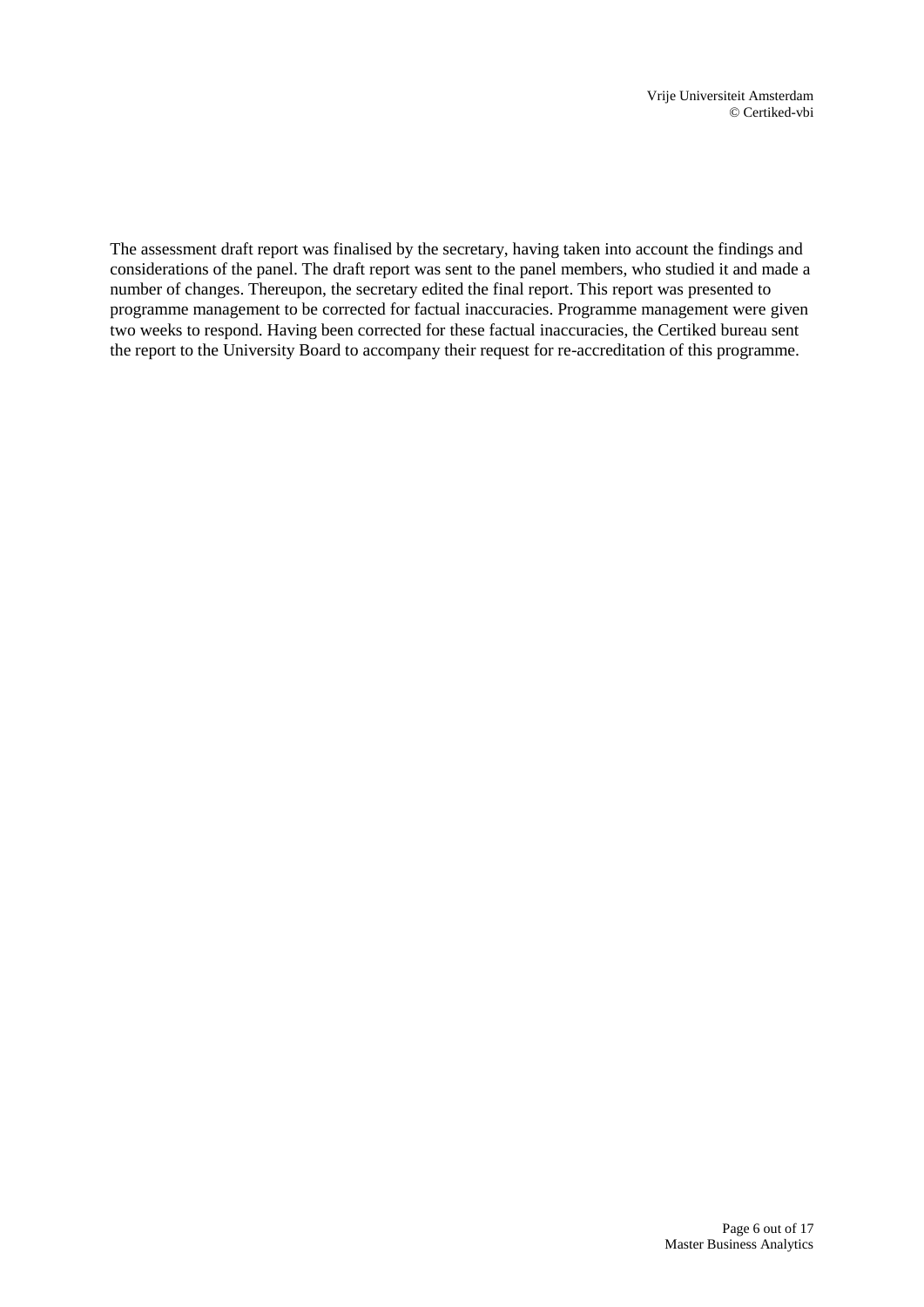The assessment draft report was finalised by the secretary, having taken into account the findings and considerations of the panel. The draft report was sent to the panel members, who studied it and made a number of changes. Thereupon, the secretary edited the final report. This report was presented to programme management to be corrected for factual inaccuracies. Programme management were given two weeks to respond. Having been corrected for these factual inaccuracies, the Certiked bureau sent the report to the University Board to accompany their request for re-accreditation of this programme.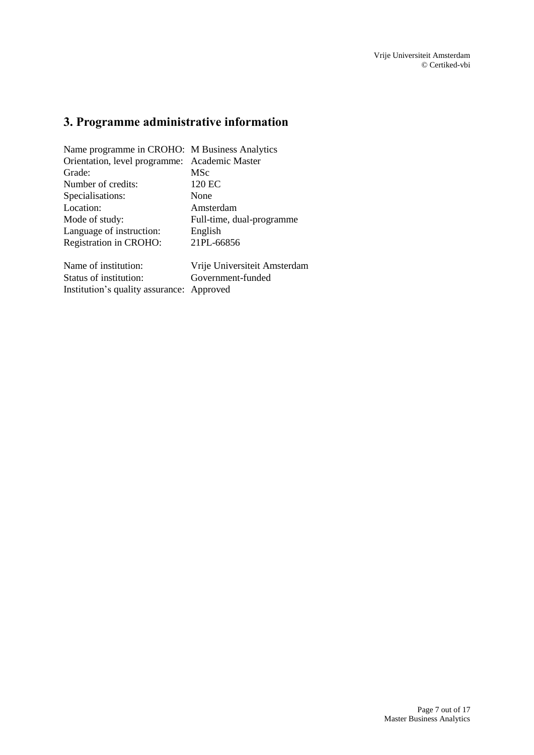## 3. Programme administrative information

Name programme in CROHO: M Business Analytics
Orientation, level programme: Academic Master
Grade: MSc
Number of credits: 120 EC
Specialisations: None
Location: Amsterdam
Mode of study: Full-time, dual-programme
Language of instruction: English
Registration in CROHO: 21PL-66856

Name of institution: Vrije Universiteit Amsterdam
Status of institution: Government-funded
Institution's quality assurance: Approved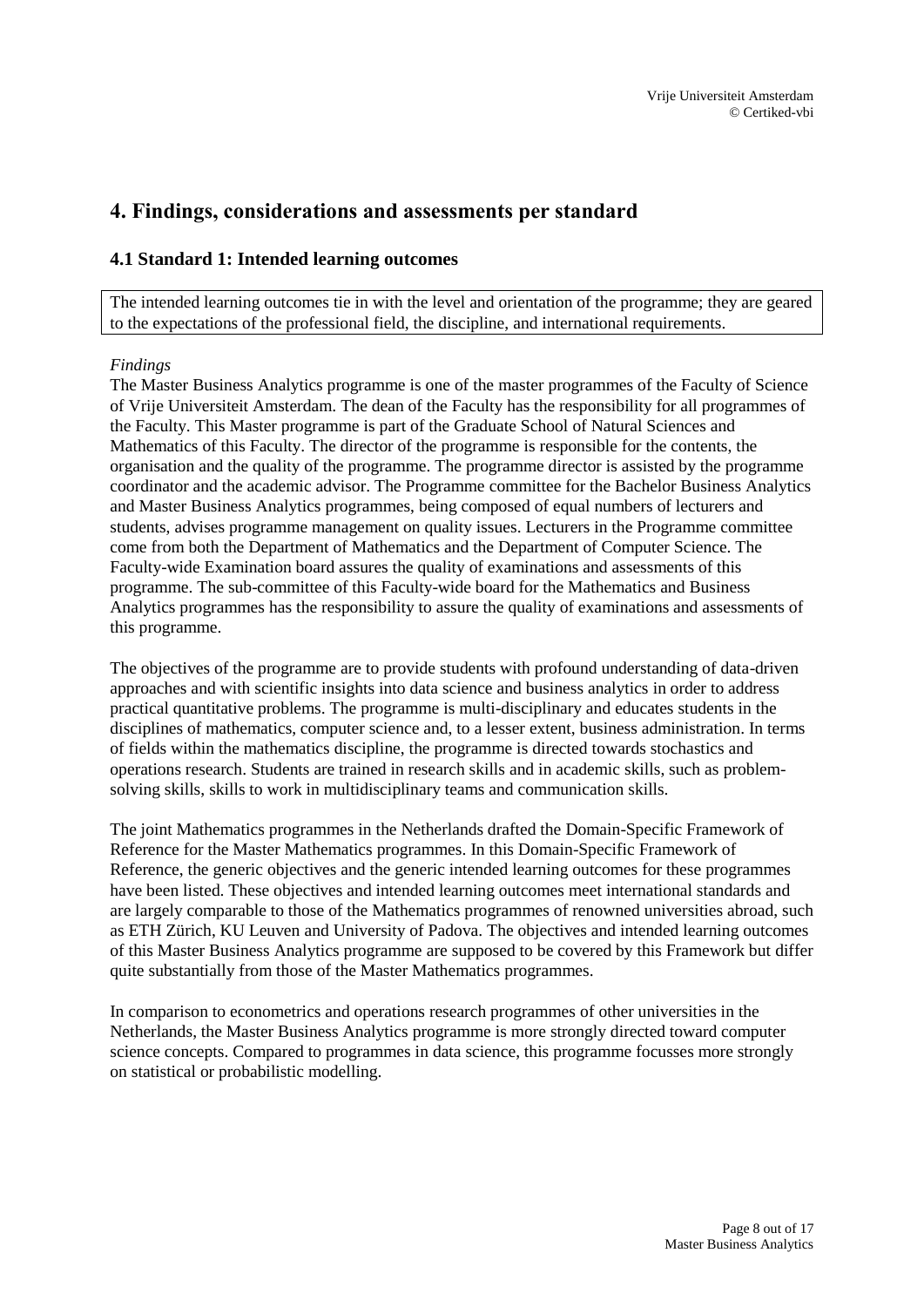# 4. Findings, considerations and assessments per standard

## 4.1 Standard 1: Intended learning outcomes

The intended learning outcomes tie in with the level and orientation of the programme; they are geared to the expectations of the professional field, the discipline, and international requirements.

*Findings*

The Master Business Analytics programme is one of the master programmes of the Faculty of Science of Vrije Universiteit Amsterdam. The dean of the Faculty has the responsibility for all programmes of the Faculty. This Master programme is part of the Graduate School of Natural Sciences and Mathematics of this Faculty. The director of the programme is responsible for the contents, the organisation and the quality of the programme. The programme director is assisted by the programme coordinator and the academic advisor. The Programme committee for the Bachelor Business Analytics and Master Business Analytics programmes, being composed of equal numbers of lecturers and students, advises programme management on quality issues. Lecturers in the Programme committee come from both the Department of Mathematics and the Department of Computer Science. The Faculty-wide Examination board assures the quality of examinations and assessments of this programme. The sub-committee of this Faculty-wide board for the Mathematics and Business Analytics programmes has the responsibility to assure the quality of examinations and assessments of this programme.

The objectives of the programme are to provide students with profound understanding of data-driven approaches and with scientific insights into data science and business analytics in order to address practical quantitative problems. The programme is multi-disciplinary and educates students in the disciplines of mathematics, computer science and, to a lesser extent, business administration. In terms of fields within the mathematics discipline, the programme is directed towards stochastics and operations research. Students are trained in research skills and in academic skills, such as problem-solving skills, skills to work in multidisciplinary teams and communication skills.

The joint Mathematics programmes in the Netherlands drafted the Domain-Specific Framework of Reference for the Master Mathematics programmes. In this Domain-Specific Framework of Reference, the generic objectives and the generic intended learning outcomes for these programmes have been listed. These objectives and intended learning outcomes meet international standards and are largely comparable to those of the Mathematics programmes of renowned universities abroad, such as ETH Zürich, KU Leuven and University of Padova. The objectives and intended learning outcomes of this Master Business Analytics programme are supposed to be covered by this Framework but differ quite substantially from those of the Master Mathematics programmes.

In comparison to econometrics and operations research programmes of other universities in the Netherlands, the Master Business Analytics programme is more strongly directed toward computer science concepts. Compared to programmes in data science, this programme focusses more strongly on statistical or probabilistic modelling.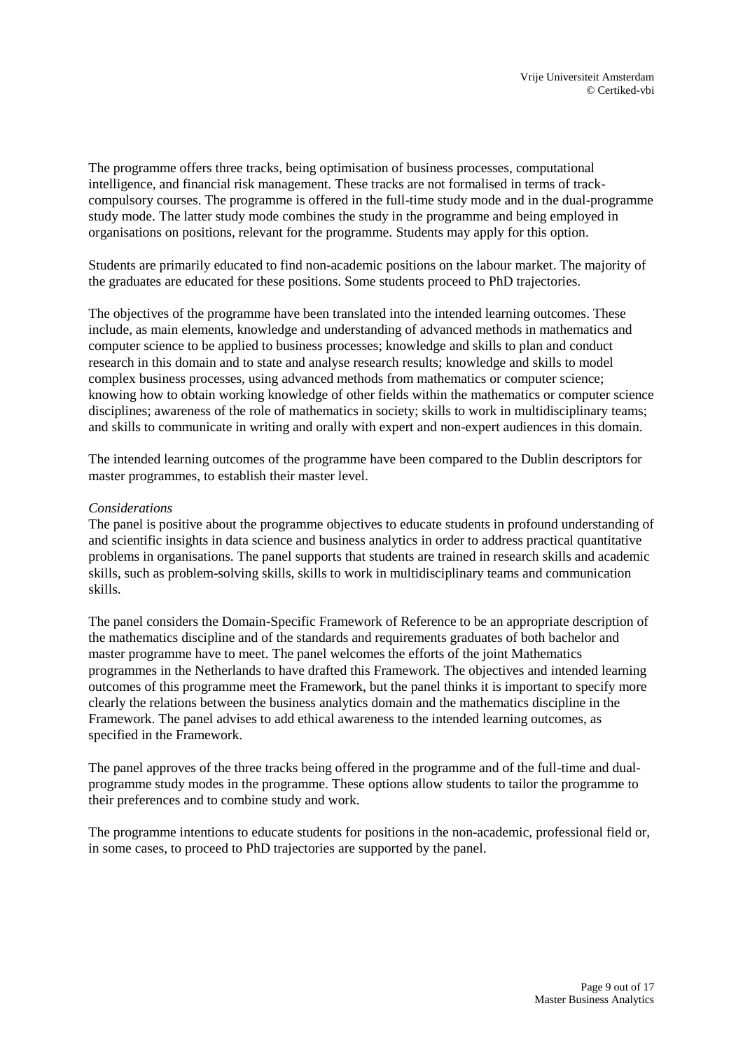The programme offers three tracks, being optimisation of business processes, computational intelligence, and financial risk management. These tracks are not formalised in terms of track-compulsory courses. The programme is offered in the full-time study mode and in the dual-programme study mode. The latter study mode combines the study in the programme and being employed in organisations on positions, relevant for the programme. Students may apply for this option.

Students are primarily educated to find non-academic positions on the labour market. The majority of the graduates are educated for these positions. Some students proceed to PhD trajectories.

The objectives of the programme have been translated into the intended learning outcomes. These include, as main elements, knowledge and understanding of advanced methods in mathematics and computer science to be applied to business processes; knowledge and skills to plan and conduct research in this domain and to state and analyse research results; knowledge and skills to model complex business processes, using advanced methods from mathematics or computer science; knowing how to obtain working knowledge of other fields within the mathematics or computer science disciplines; awareness of the role of mathematics in society; skills to work in multidisciplinary teams; and skills to communicate in writing and orally with expert and non-expert audiences in this domain.

The intended learning outcomes of the programme have been compared to the Dublin descriptors for master programmes, to establish their master level.

*Considerations*

The panel is positive about the programme objectives to educate students in profound understanding of and scientific insights in data science and business analytics in order to address practical quantitative problems in organisations. The panel supports that students are trained in research skills and academic skills, such as problem-solving skills, skills to work in multidisciplinary teams and communication skills.

The panel considers the Domain-Specific Framework of Reference to be an appropriate description of the mathematics discipline and of the standards and requirements graduates of both bachelor and master programme have to meet. The panel welcomes the efforts of the joint Mathematics programmes in the Netherlands to have drafted this Framework. The objectives and intended learning outcomes of this programme meet the Framework, but the panel thinks it is important to specify more clearly the relations between the business analytics domain and the mathematics discipline in the Framework. The panel advises to add ethical awareness to the intended learning outcomes, as specified in the Framework.

The panel approves of the three tracks being offered in the programme and of the full-time and dual-programme study modes in the programme. These options allow students to tailor the programme to their preferences and to combine study and work.

The programme intentions to educate students for positions in the non-academic, professional field or, in some cases, to proceed to PhD trajectories are supported by the panel.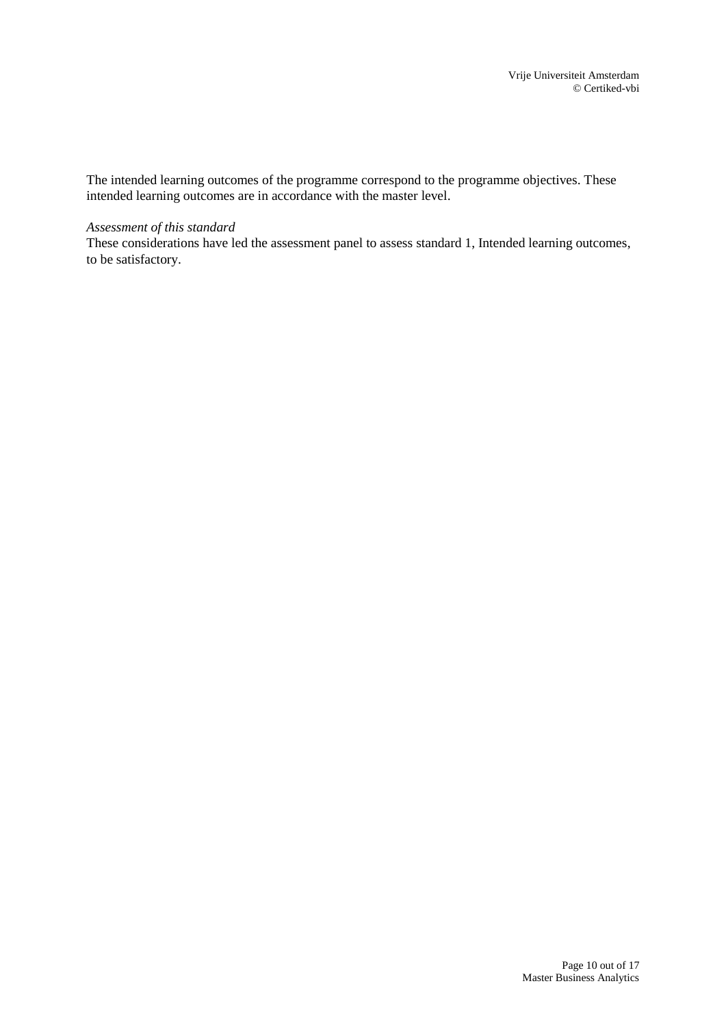The intended learning outcomes of the programme correspond to the programme objectives. These intended learning outcomes are in accordance with the master level.

*Assessment of this standard*
These considerations have led the assessment panel to assess standard 1, Intended learning outcomes, to be satisfactory.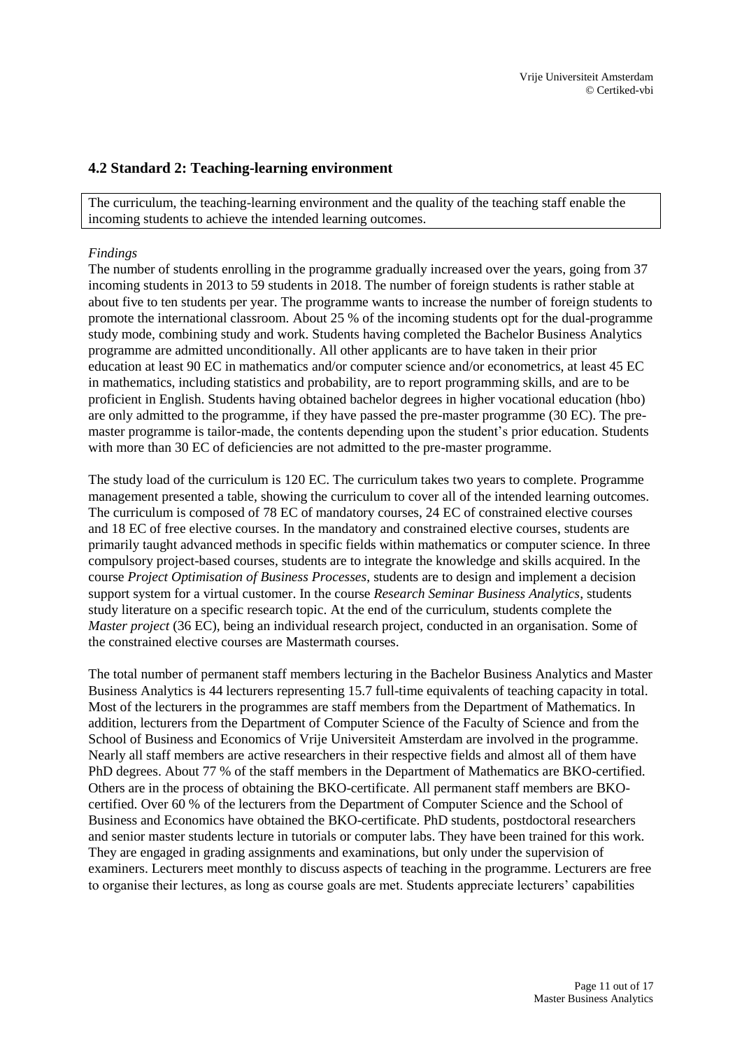## 4.2 Standard 2: Teaching-learning environment

The curriculum, the teaching-learning environment and the quality of the teaching staff enable the incoming students to achieve the intended learning outcomes.

*Findings*

The number of students enrolling in the programme gradually increased over the years, going from 37 incoming students in 2013 to 59 students in 2018. The number of foreign students is rather stable at about five to ten students per year. The programme wants to increase the number of foreign students to promote the international classroom. About 25 % of the incoming students opt for the dual-programme study mode, combining study and work. Students having completed the Bachelor Business Analytics programme are admitted unconditionally. All other applicants are to have taken in their prior education at least 90 EC in mathematics and/or computer science and/or econometrics, at least 45 EC in mathematics, including statistics and probability, are to report programming skills, and are to be proficient in English. Students having obtained bachelor degrees in higher vocational education (hbo) are only admitted to the programme, if they have passed the pre-master programme (30 EC). The pre-master programme is tailor-made, the contents depending upon the student's prior education. Students with more than 30 EC of deficiencies are not admitted to the pre-master programme.

The study load of the curriculum is 120 EC. The curriculum takes two years to complete. Programme management presented a table, showing the curriculum to cover all of the intended learning outcomes. The curriculum is composed of 78 EC of mandatory courses, 24 EC of constrained elective courses and 18 EC of free elective courses. In the mandatory and constrained elective courses, students are primarily taught advanced methods in specific fields within mathematics or computer science. In three compulsory project-based courses, students are to integrate the knowledge and skills acquired. In the course *Project Optimisation of Business Processes*, students are to design and implement a decision support system for a virtual customer. In the course *Research Seminar Business Analytics*, students study literature on a specific research topic. At the end of the curriculum, students complete the *Master project* (36 EC), being an individual research project, conducted in an organisation. Some of the constrained elective courses are Mastermath courses.

The total number of permanent staff members lecturing in the Bachelor Business Analytics and Master Business Analytics is 44 lecturers representing 15.7 full-time equivalents of teaching capacity in total. Most of the lecturers in the programmes are staff members from the Department of Mathematics. In addition, lecturers from the Department of Computer Science of the Faculty of Science and from the School of Business and Economics of Vrije Universiteit Amsterdam are involved in the programme. Nearly all staff members are active researchers in their respective fields and almost all of them have PhD degrees. About 77 % of the staff members in the Department of Mathematics are BKO-certified. Others are in the process of obtaining the BKO-certificate. All permanent staff members are BKO-certified. Over 60 % of the lecturers from the Department of Computer Science and the School of Business and Economics have obtained the BKO-certificate. PhD students, postdoctoral researchers and senior master students lecture in tutorials or computer labs. They have been trained for this work. They are engaged in grading assignments and examinations, but only under the supervision of examiners. Lecturers meet monthly to discuss aspects of teaching in the programme. Lecturers are free to organise their lectures, as long as course goals are met. Students appreciate lecturers' capabilities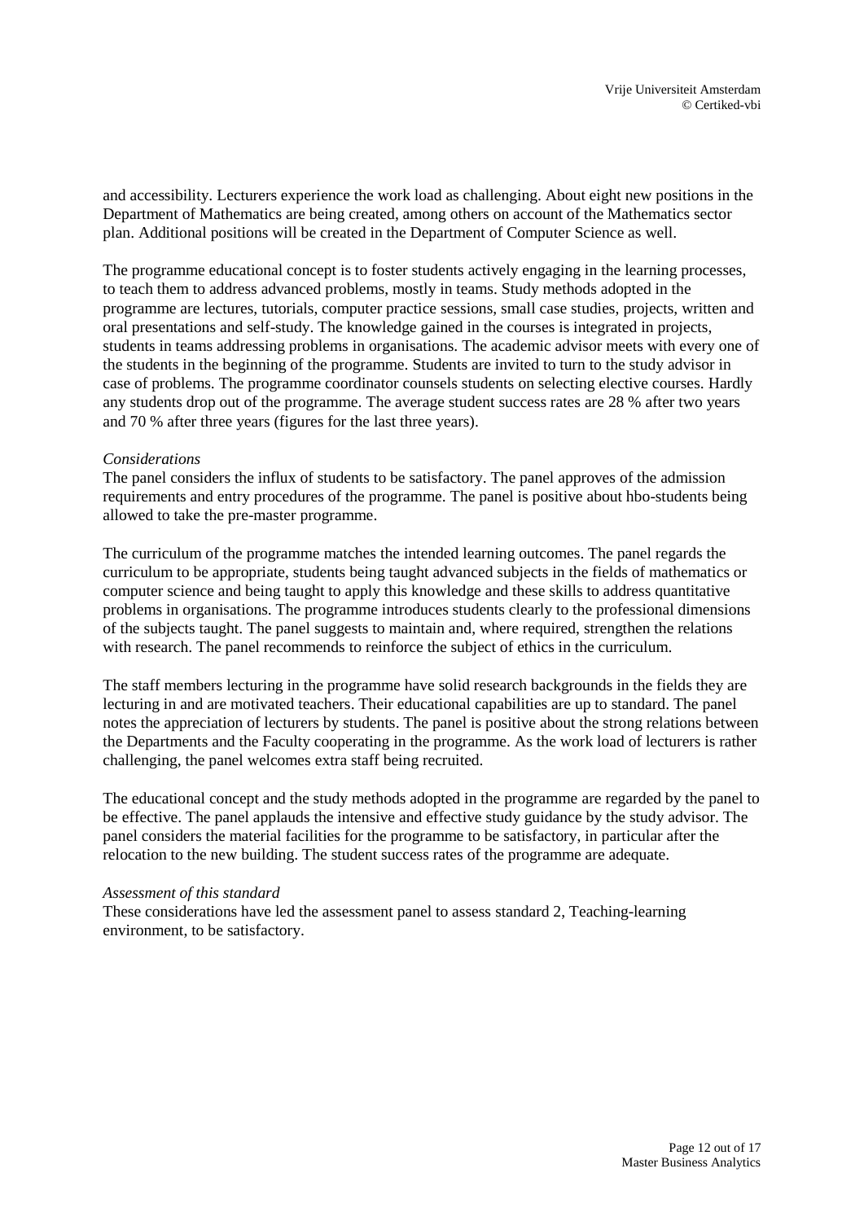and accessibility. Lecturers experience the work load as challenging. About eight new positions in the Department of Mathematics are being created, among others on account of the Mathematics sector plan. Additional positions will be created in the Department of Computer Science as well.

The programme educational concept is to foster students actively engaging in the learning processes, to teach them to address advanced problems, mostly in teams. Study methods adopted in the programme are lectures, tutorials, computer practice sessions, small case studies, projects, written and oral presentations and self-study. The knowledge gained in the courses is integrated in projects, students in teams addressing problems in organisations. The academic advisor meets with every one of the students in the beginning of the programme. Students are invited to turn to the study advisor in case of problems. The programme coordinator counsels students on selecting elective courses. Hardly any students drop out of the programme. The average student success rates are 28 % after two years and 70 % after three years (figures for the last three years).

*Considerations*

The panel considers the influx of students to be satisfactory. The panel approves of the admission requirements and entry procedures of the programme. The panel is positive about hbo-students being allowed to take the pre-master programme.

The curriculum of the programme matches the intended learning outcomes. The panel regards the curriculum to be appropriate, students being taught advanced subjects in the fields of mathematics or computer science and being taught to apply this knowledge and these skills to address quantitative problems in organisations. The programme introduces students clearly to the professional dimensions of the subjects taught. The panel suggests to maintain and, where required, strengthen the relations with research. The panel recommends to reinforce the subject of ethics in the curriculum.

The staff members lecturing in the programme have solid research backgrounds in the fields they are lecturing in and are motivated teachers. Their educational capabilities are up to standard. The panel notes the appreciation of lecturers by students. The panel is positive about the strong relations between the Departments and the Faculty cooperating in the programme. As the work load of lecturers is rather challenging, the panel welcomes extra staff being recruited.

The educational concept and the study methods adopted in the programme are regarded by the panel to be effective. The panel applauds the intensive and effective study guidance by the study advisor. The panel considers the material facilities for the programme to be satisfactory, in particular after the relocation to the new building. The student success rates of the programme are adequate.

*Assessment of this standard*

These considerations have led the assessment panel to assess standard 2, Teaching-learning environment, to be satisfactory.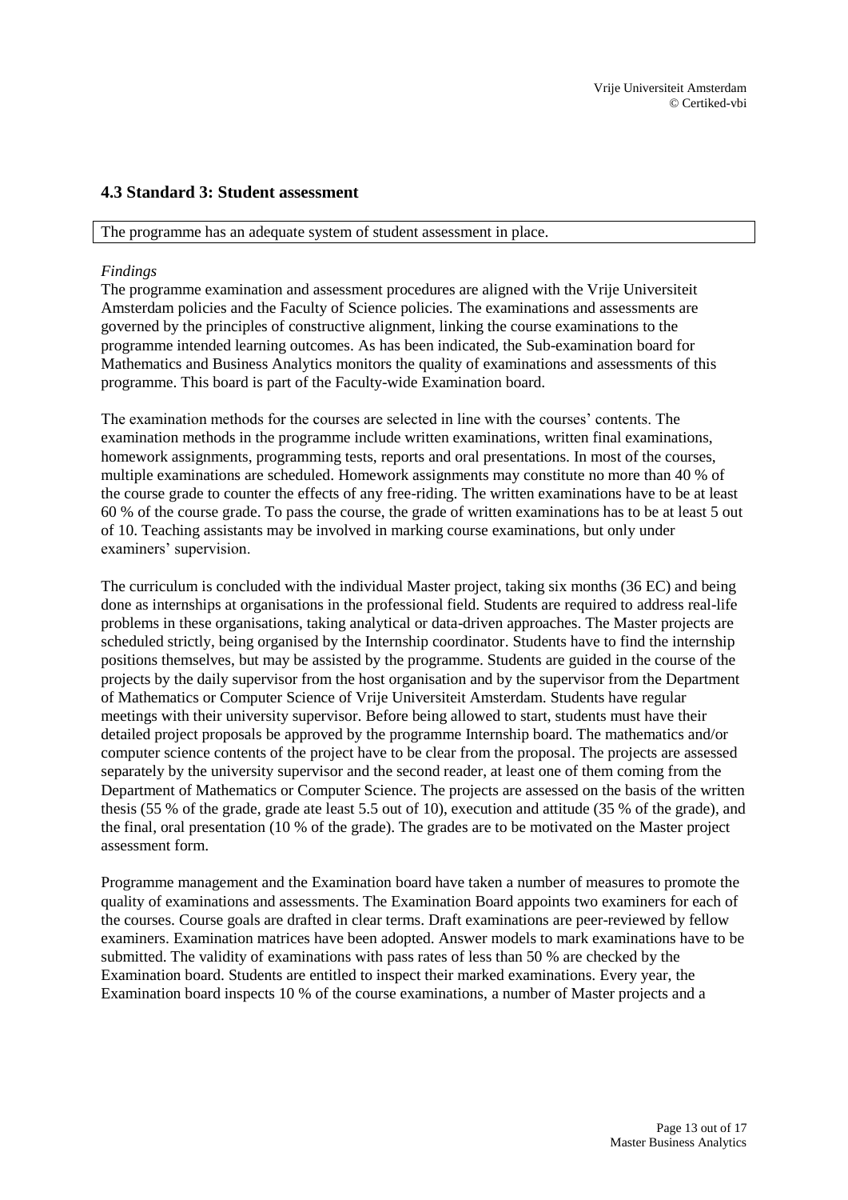## 4.3 Standard 3: Student assessment

The programme has an adequate system of student assessment in place.

*Findings*

The programme examination and assessment procedures are aligned with the Vrije Universiteit Amsterdam policies and the Faculty of Science policies. The examinations and assessments are governed by the principles of constructive alignment, linking the course examinations to the programme intended learning outcomes. As has been indicated, the Sub-examination board for Mathematics and Business Analytics monitors the quality of examinations and assessments of this programme. This board is part of the Faculty-wide Examination board.

The examination methods for the courses are selected in line with the courses' contents. The examination methods in the programme include written examinations, written final examinations, homework assignments, programming tests, reports and oral presentations. In most of the courses, multiple examinations are scheduled. Homework assignments may constitute no more than 40 % of the course grade to counter the effects of any free-riding. The written examinations have to be at least 60 % of the course grade. To pass the course, the grade of written examinations has to be at least 5 out of 10. Teaching assistants may be involved in marking course examinations, but only under examiners' supervision.

The curriculum is concluded with the individual Master project, taking six months (36 EC) and being done as internships at organisations in the professional field. Students are required to address real-life problems in these organisations, taking analytical or data-driven approaches. The Master projects are scheduled strictly, being organised by the Internship coordinator. Students have to find the internship positions themselves, but may be assisted by the programme. Students are guided in the course of the projects by the daily supervisor from the host organisation and by the supervisor from the Department of Mathematics or Computer Science of Vrije Universiteit Amsterdam. Students have regular meetings with their university supervisor. Before being allowed to start, students must have their detailed project proposals be approved by the programme Internship board. The mathematics and/or computer science contents of the project have to be clear from the proposal. The projects are assessed separately by the university supervisor and the second reader, at least one of them coming from the Department of Mathematics or Computer Science. The projects are assessed on the basis of the written thesis (55 % of the grade, grade ate least 5.5 out of 10), execution and attitude (35 % of the grade), and the final, oral presentation (10 % of the grade). The grades are to be motivated on the Master project assessment form.

Programme management and the Examination board have taken a number of measures to promote the quality of examinations and assessments. The Examination Board appoints two examiners for each of the courses. Course goals are drafted in clear terms. Draft examinations are peer-reviewed by fellow examiners. Examination matrices have been adopted. Answer models to mark examinations have to be submitted. The validity of examinations with pass rates of less than 50 % are checked by the Examination board. Students are entitled to inspect their marked examinations. Every year, the Examination board inspects 10 % of the course examinations, a number of Master projects and a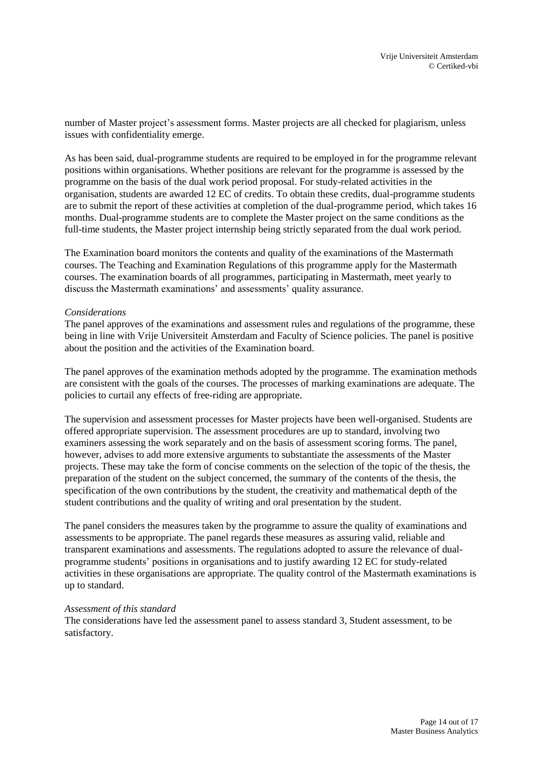number of Master project's assessment forms. Master projects are all checked for plagiarism, unless issues with confidentiality emerge.

As has been said, dual-programme students are required to be employed in for the programme relevant positions within organisations. Whether positions are relevant for the programme is assessed by the programme on the basis of the dual work period proposal. For study-related activities in the organisation, students are awarded 12 EC of credits. To obtain these credits, dual-programme students are to submit the report of these activities at completion of the dual-programme period, which takes 16 months. Dual-programme students are to complete the Master project on the same conditions as the full-time students, the Master project internship being strictly separated from the dual work period.

The Examination board monitors the contents and quality of the examinations of the Mastermath courses. The Teaching and Examination Regulations of this programme apply for the Mastermath courses. The examination boards of all programmes, participating in Mastermath, meet yearly to discuss the Mastermath examinations' and assessments' quality assurance.

*Considerations*

The panel approves of the examinations and assessment rules and regulations of the programme, these being in line with Vrije Universiteit Amsterdam and Faculty of Science policies. The panel is positive about the position and the activities of the Examination board.

The panel approves of the examination methods adopted by the programme. The examination methods are consistent with the goals of the courses. The processes of marking examinations are adequate. The policies to curtail any effects of free-riding are appropriate.

The supervision and assessment processes for Master projects have been well-organised. Students are offered appropriate supervision. The assessment procedures are up to standard, involving two examiners assessing the work separately and on the basis of assessment scoring forms. The panel, however, advises to add more extensive arguments to substantiate the assessments of the Master projects. These may take the form of concise comments on the selection of the topic of the thesis, the preparation of the student on the subject concerned, the summary of the contents of the thesis, the specification of the own contributions by the student, the creativity and mathematical depth of the student contributions and the quality of writing and oral presentation by the student.

The panel considers the measures taken by the programme to assure the quality of examinations and assessments to be appropriate. The panel regards these measures as assuring valid, reliable and transparent examinations and assessments. The regulations adopted to assure the relevance of dual-programme students' positions in organisations and to justify awarding 12 EC for study-related activities in these organisations are appropriate. The quality control of the Mastermath examinations is up to standard.

*Assessment of this standard*

The considerations have led the assessment panel to assess standard 3, Student assessment, to be satisfactory.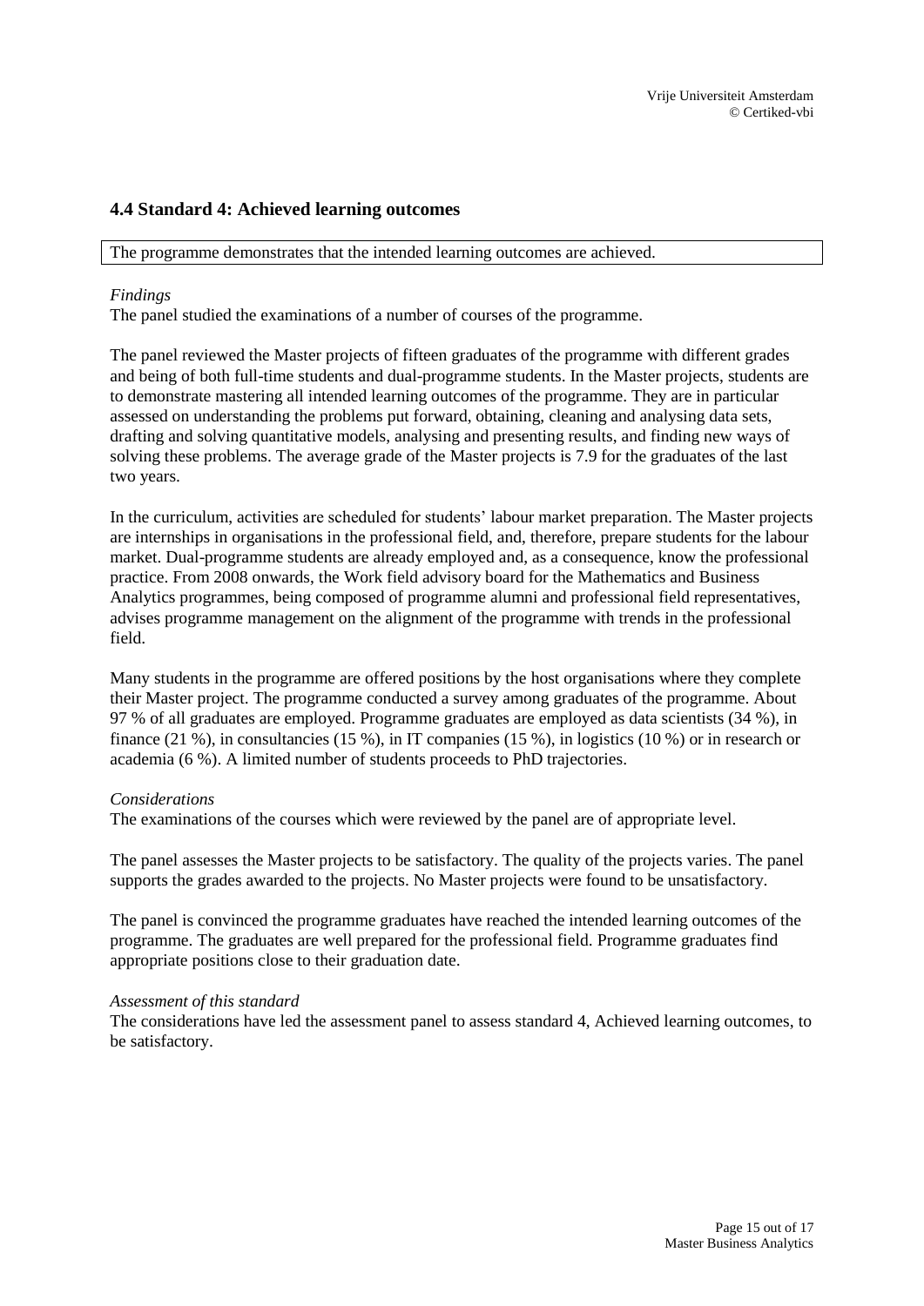## 4.4 Standard 4: Achieved learning outcomes

The programme demonstrates that the intended learning outcomes are achieved.

*Findings*

The panel studied the examinations of a number of courses of the programme.

The panel reviewed the Master projects of fifteen graduates of the programme with different grades and being of both full-time students and dual-programme students. In the Master projects, students are to demonstrate mastering all intended learning outcomes of the programme. They are in particular assessed on understanding the problems put forward, obtaining, cleaning and analysing data sets, drafting and solving quantitative models, analysing and presenting results, and finding new ways of solving these problems. The average grade of the Master projects is 7.9 for the graduates of the last two years.

In the curriculum, activities are scheduled for students' labour market preparation. The Master projects are internships in organisations in the professional field, and, therefore, prepare students for the labour market. Dual-programme students are already employed and, as a consequence, know the professional practice. From 2008 onwards, the Work field advisory board for the Mathematics and Business Analytics programmes, being composed of programme alumni and professional field representatives, advises programme management on the alignment of the programme with trends in the professional field.

Many students in the programme are offered positions by the host organisations where they complete their Master project. The programme conducted a survey among graduates of the programme. About 97 % of all graduates are employed. Programme graduates are employed as data scientists (34 %), in finance (21 %), in consultancies (15 %), in IT companies (15 %), in logistics (10 %) or in research or academia (6 %). A limited number of students proceeds to PhD trajectories.

*Considerations*

The examinations of the courses which were reviewed by the panel are of appropriate level.

The panel assesses the Master projects to be satisfactory. The quality of the projects varies. The panel supports the grades awarded to the projects. No Master projects were found to be unsatisfactory.

The panel is convinced the programme graduates have reached the intended learning outcomes of the programme. The graduates are well prepared for the professional field. Programme graduates find appropriate positions close to their graduation date.

*Assessment of this standard*

The considerations have led the assessment panel to assess standard 4, Achieved learning outcomes, to be satisfactory.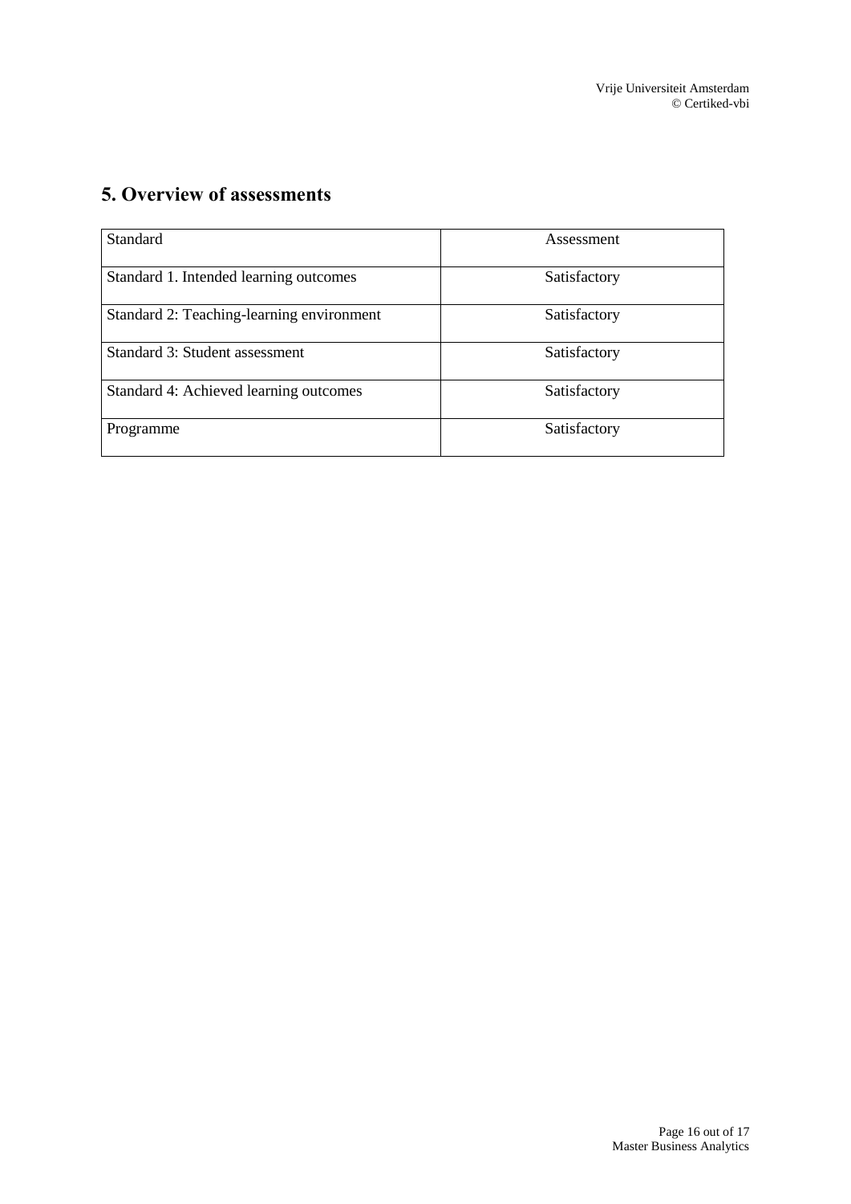# 5. Overview of assessments

| Standard | Assessment |
|---|---|
| Standard 1. Intended learning outcomes | Satisfactory |
| Standard 2: Teaching-learning environment | Satisfactory |
| Standard 3: Student assessment | Satisfactory |
| Standard 4: Achieved learning outcomes | Satisfactory |
| Programme | Satisfactory |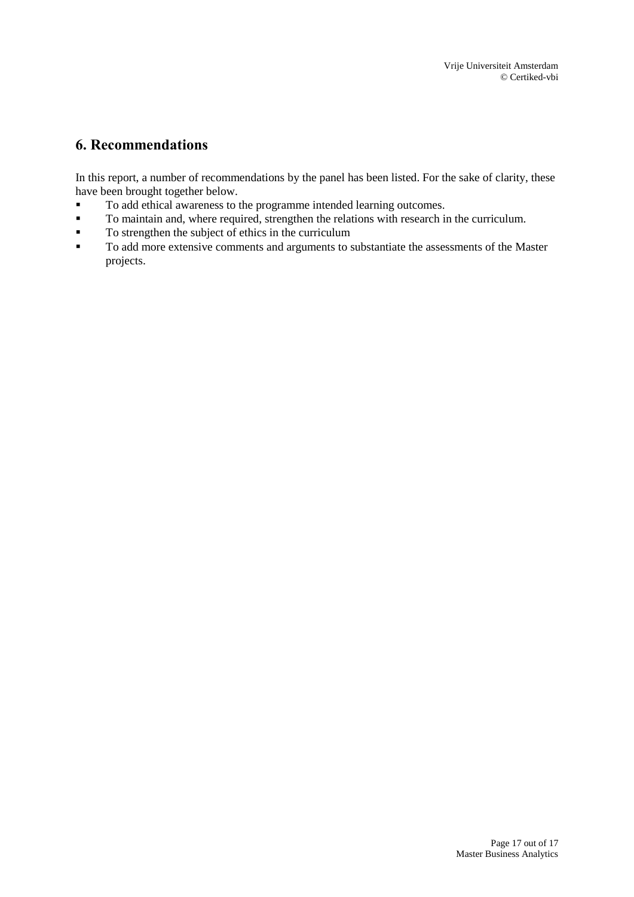## 6. Recommendations

In this report, a number of recommendations by the panel has been listed. For the sake of clarity, these have been brought together below.

- To add ethical awareness to the programme intended learning outcomes.
- To maintain and, where required, strengthen the relations with research in the curriculum.
- To strengthen the subject of ethics in the curriculum
- To add more extensive comments and arguments to substantiate the assessments of the Master projects.